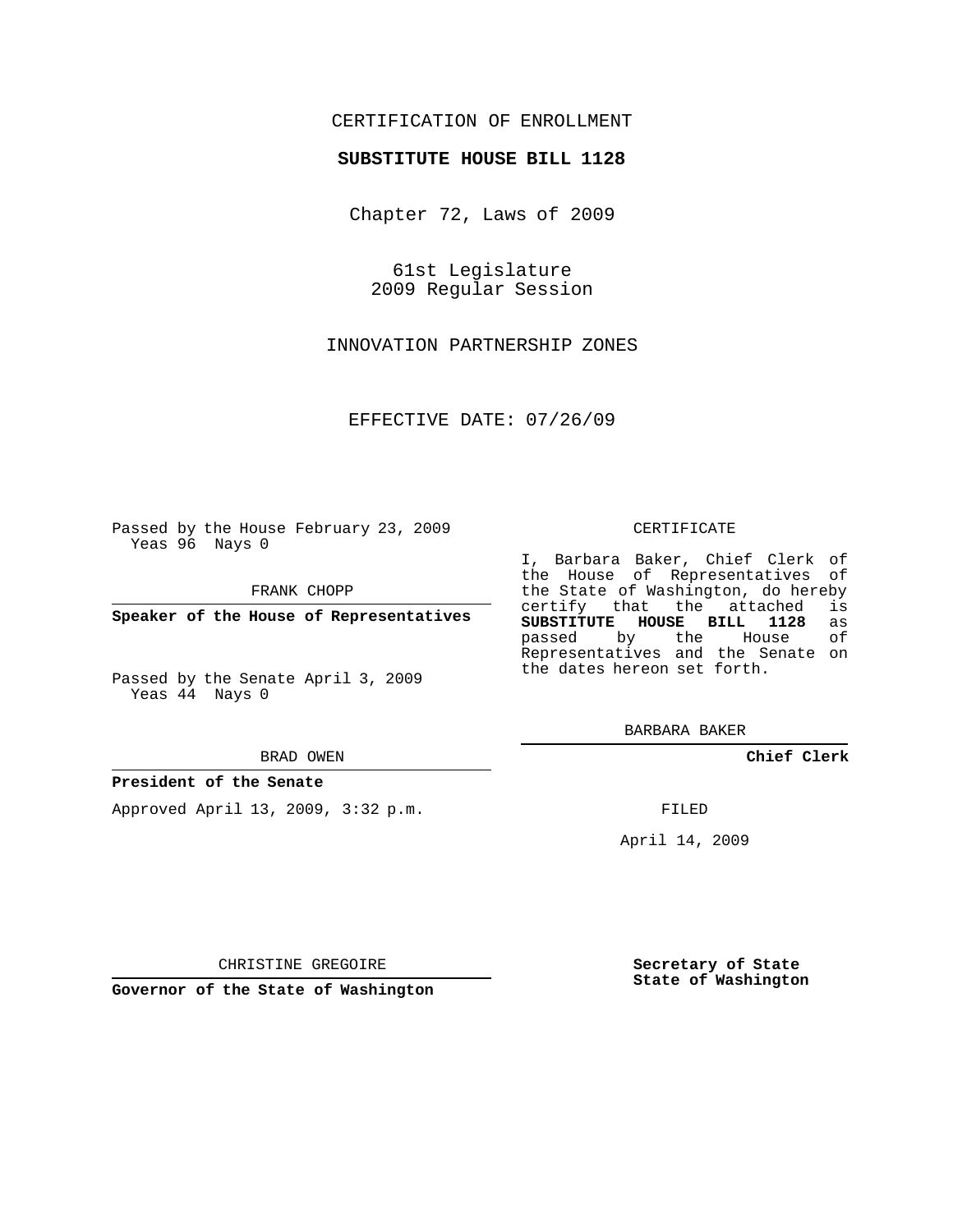CERTIFICATION OF ENROLLMENT

**SUBSTITUTE HOUSE BILL 1128**

Chapter 72, Laws of 2009

61st Legislature
2009 Regular Session

INNOVATION PARTNERSHIP ZONES

EFFECTIVE DATE: 07/26/09

Passed by the House February 23, 2009
Yeas 96 Nays 0

FRANK CHOPP

**Speaker of the House of Representatives**

Passed by the Senate April 3, 2009
Yeas 44 Nays 0

BRAD OWEN

**President of the Senate**

Approved April 13, 2009, 3:32 p.m.

CHRISTINE GREGOIRE

**Governor of the State of Washington**

CERTIFICATE

I, Barbara Baker, Chief Clerk of the House of Representatives of the State of Washington, do hereby certify that the attached is **SUBSTITUTE HOUSE BILL 1128** as passed by the House of Representatives and the Senate on the dates hereon set forth.

BARBARA BAKER

**Chief Clerk**

FILED

April 14, 2009

**Secretary of State**
**State of Washington**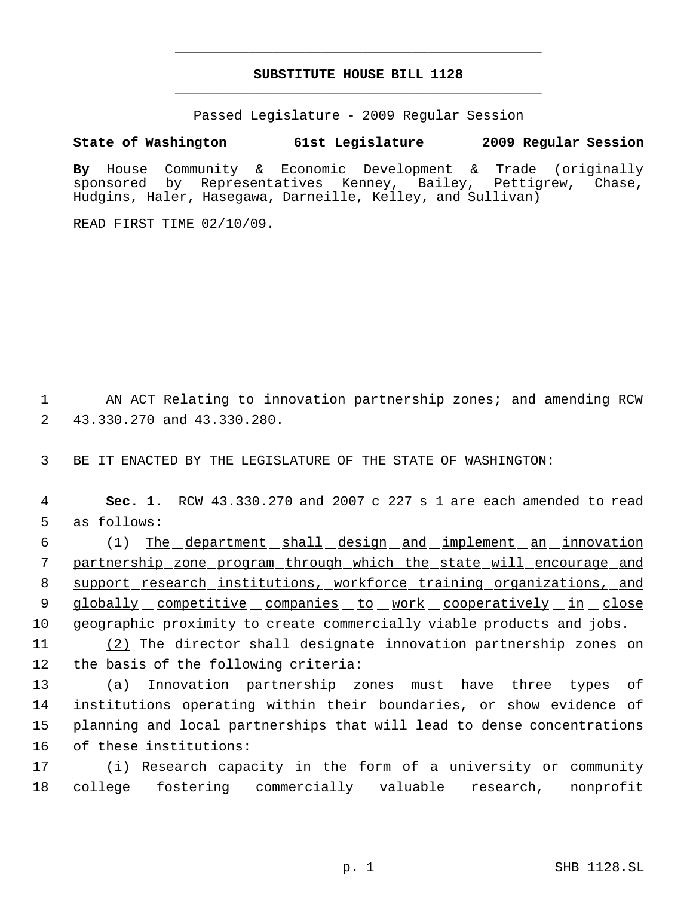# SUBSTITUTE HOUSE BILL 1128

Passed Legislature - 2009 Regular Session

**State of Washington 61st Legislature 2009 Regular Session**

**By** House Community & Economic Development & Trade (originally sponsored by Representatives Kenney, Bailey, Pettigrew, Chase, Hudgins, Haler, Hasegawa, Darneille, Kelley, and Sullivan)

READ FIRST TIME 02/10/09.

AN ACT Relating to innovation partnership zones; and amending RCW 43.330.270 and 43.330.280.

BE IT ENACTED BY THE LEGISLATURE OF THE STATE OF WASHINGTON:

**Sec. 1.** RCW 43.330.270 and 2007 c 227 s 1 are each amended to read as follows:

(1) <u>The department shall design and implement an innovation partnership zone program through which the state will encourage and support research institutions, workforce training organizations, and globally competitive companies to work cooperatively in close geographic proximity to create commercially viable products and jobs.</u>

<u>(2)</u> The director shall designate innovation partnership zones on the basis of the following criteria:

(a) Innovation partnership zones must have three types of institutions operating within their boundaries, or show evidence of planning and local partnerships that will lead to dense concentrations of these institutions:

(i) Research capacity in the form of a university or community college fostering commercially valuable research, nonprofit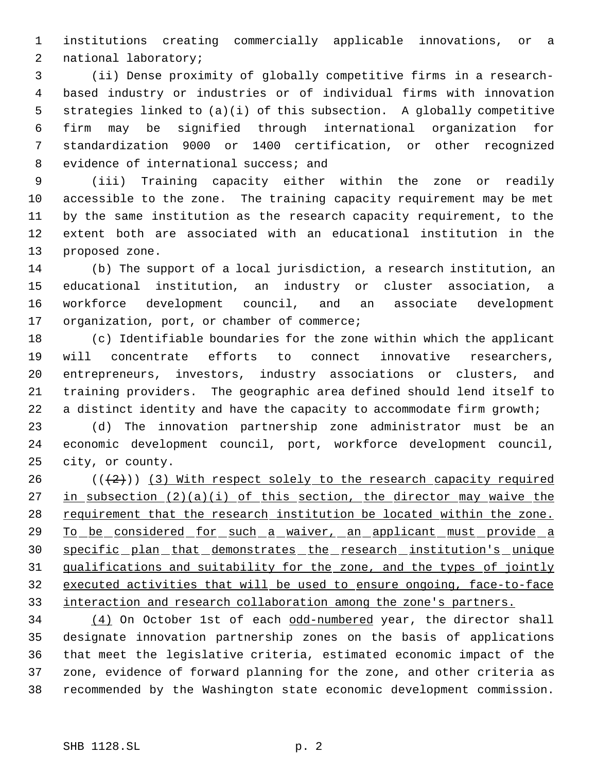institutions creating commercially applicable innovations, or a national laboratory;

(ii) Dense proximity of globally competitive firms in a research-based industry or industries or of individual firms with innovation strategies linked to (a)(i) of this subsection. A globally competitive firm may be signified through international organization for standardization 9000 or 1400 certification, or other recognized evidence of international success; and

(iii) Training capacity either within the zone or readily accessible to the zone. The training capacity requirement may be met by the same institution as the research capacity requirement, to the extent both are associated with an educational institution in the proposed zone.

(b) The support of a local jurisdiction, a research institution, an educational institution, an industry or cluster association, a workforce development council, and an associate development organization, port, or chamber of commerce;

(c) Identifiable boundaries for the zone within which the applicant will concentrate efforts to connect innovative researchers, entrepreneurs, investors, industry associations or clusters, and training providers. The geographic area defined should lend itself to a distinct identity and have the capacity to accommodate firm growth;

(d) The innovation partnership zone administrator must be an economic development council, port, workforce development council, city, or county.

((~~(2)~~)) <u>(3) With respect solely to the research capacity required in subsection (2)(a)(i) of this section, the director may waive the requirement that the research institution be located within the zone. To be considered for such a waiver, an applicant must provide a specific plan that demonstrates the research institution's unique qualifications and suitability for the zone, and the types of jointly executed activities that will be used to ensure ongoing, face-to-face interaction and research collaboration among the zone's partners.</u>

<u>(4)</u> On October 1st of each <u>odd-numbered</u> year, the director shall designate innovation partnership zones on the basis of applications that meet the legislative criteria, estimated economic impact of the zone, evidence of forward planning for the zone, and other criteria as recommended by the Washington state economic development commission.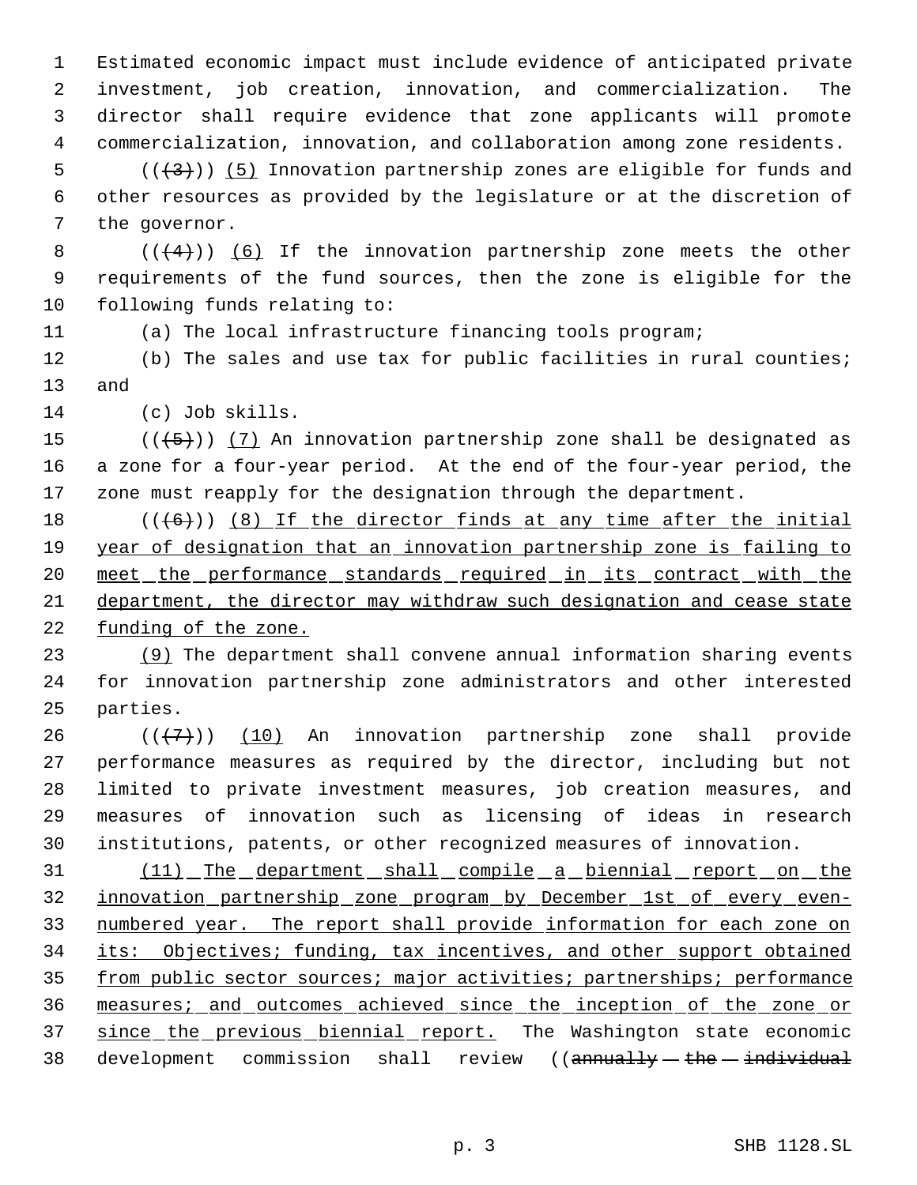Estimated economic impact must include evidence of anticipated private investment, job creation, innovation, and commercialization. The director shall require evidence that zone applicants will promote commercialization, innovation, and collaboration among zone residents.

((~~(3)~~)) <u>(5)</u> Innovation partnership zones are eligible for funds and other resources as provided by the legislature or at the discretion of the governor.

((~~(4)~~)) <u>(6)</u> If the innovation partnership zone meets the other requirements of the fund sources, then the zone is eligible for the following funds relating to:

(a) The local infrastructure financing tools program;

(b) The sales and use tax for public facilities in rural counties; and

(c) Job skills.

((~~(5)~~)) <u>(7)</u> An innovation partnership zone shall be designated as a zone for a four-year period. At the end of the four-year period, the zone must reapply for the designation through the department.

((~~(6)~~)) <u>(8) If the director finds at any time after the initial year of designation that an innovation partnership zone is failing to meet the performance standards required in its contract with the department, the director may withdraw such designation and cease state funding of the zone.</u>

<u>(9)</u> The department shall convene annual information sharing events for innovation partnership zone administrators and other interested parties.

((~~(7)~~)) <u>(10)</u> An innovation partnership zone shall provide performance measures as required by the director, including but not limited to private investment measures, job creation measures, and measures of innovation such as licensing of ideas in research institutions, patents, or other recognized measures of innovation.

<u>(11) The department shall compile a biennial report on the innovation partnership zone program by December 1st of every even-numbered year. The report shall provide information for each zone on its: Objectives; funding, tax incentives, and other support obtained from public sector sources; major activities; partnerships; performance measures; and outcomes achieved since the inception of the zone or since the previous biennial report.</u> The Washington state economic development commission shall review ((~~annually the individual~~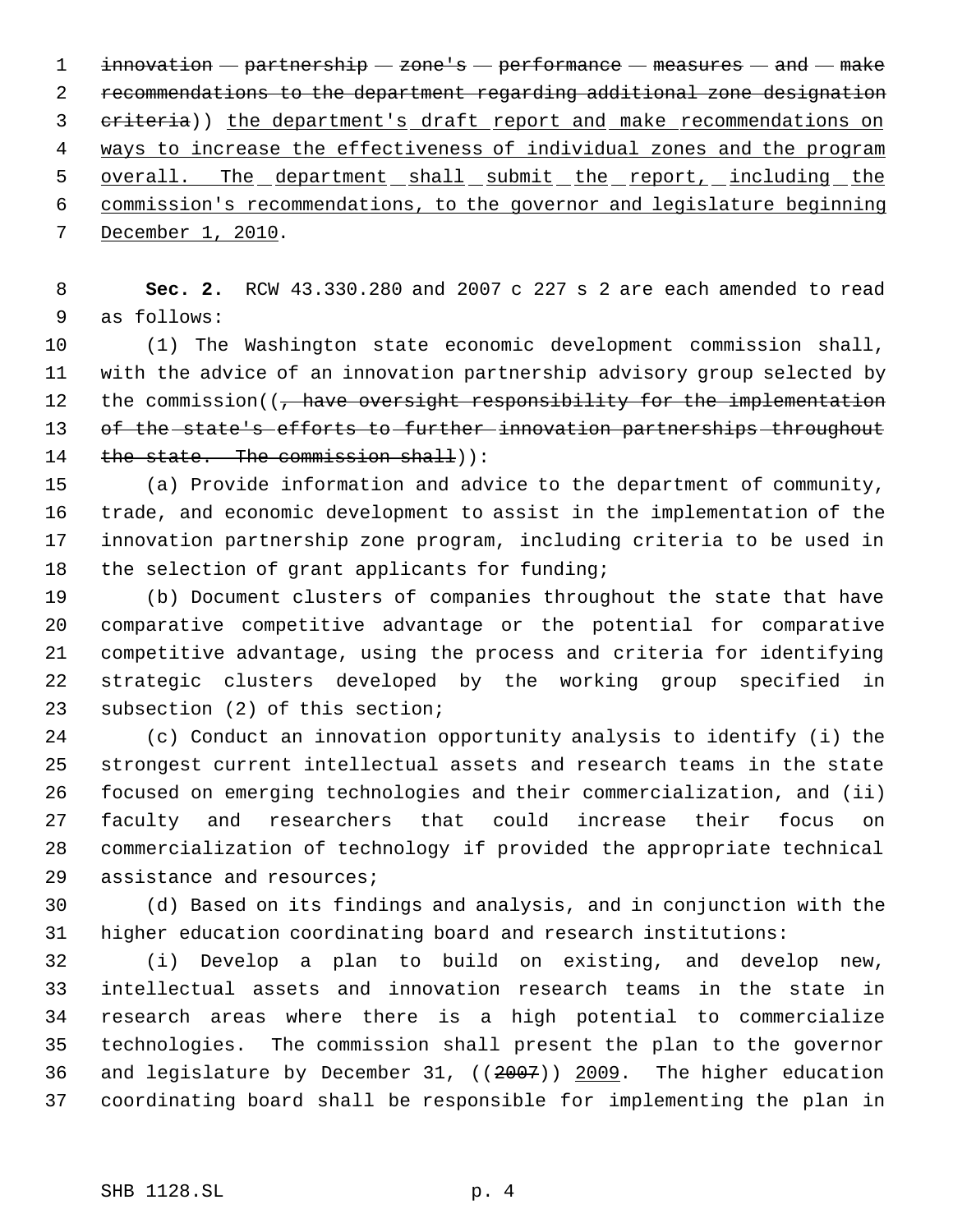~~innovation partnership zone's performance measures and make recommendations to the department regarding additional zone designation criteria~~)) the department's draft report and make recommendations on ways to increase the effectiveness of individual zones and the program overall. The department shall submit the report, including the commission's recommendations, to the governor and legislature beginning December 1, 2010.

**Sec. 2.** RCW 43.330.280 and 2007 c 227 s 2 are each amended to read as follows:

(1) The Washington state economic development commission shall, with the advice of an innovation partnership advisory group selected by the commission((~~, have oversight responsibility for the implementation of the state's efforts to further innovation partnerships throughout the state. The commission shall~~)):

(a) Provide information and advice to the department of community, trade, and economic development to assist in the implementation of the innovation partnership zone program, including criteria to be used in the selection of grant applicants for funding;

(b) Document clusters of companies throughout the state that have comparative competitive advantage or the potential for comparative competitive advantage, using the process and criteria for identifying strategic clusters developed by the working group specified in subsection (2) of this section;

(c) Conduct an innovation opportunity analysis to identify (i) the strongest current intellectual assets and research teams in the state focused on emerging technologies and their commercialization, and (ii) faculty and researchers that could increase their focus on commercialization of technology if provided the appropriate technical assistance and resources;

(d) Based on its findings and analysis, and in conjunction with the higher education coordinating board and research institutions:

(i) Develop a plan to build on existing, and develop new, intellectual assets and innovation research teams in the state in research areas where there is a high potential to commercialize technologies. The commission shall present the plan to the governor and legislature by December 31, ((~~2007~~)) 2009. The higher education coordinating board shall be responsible for implementing the plan in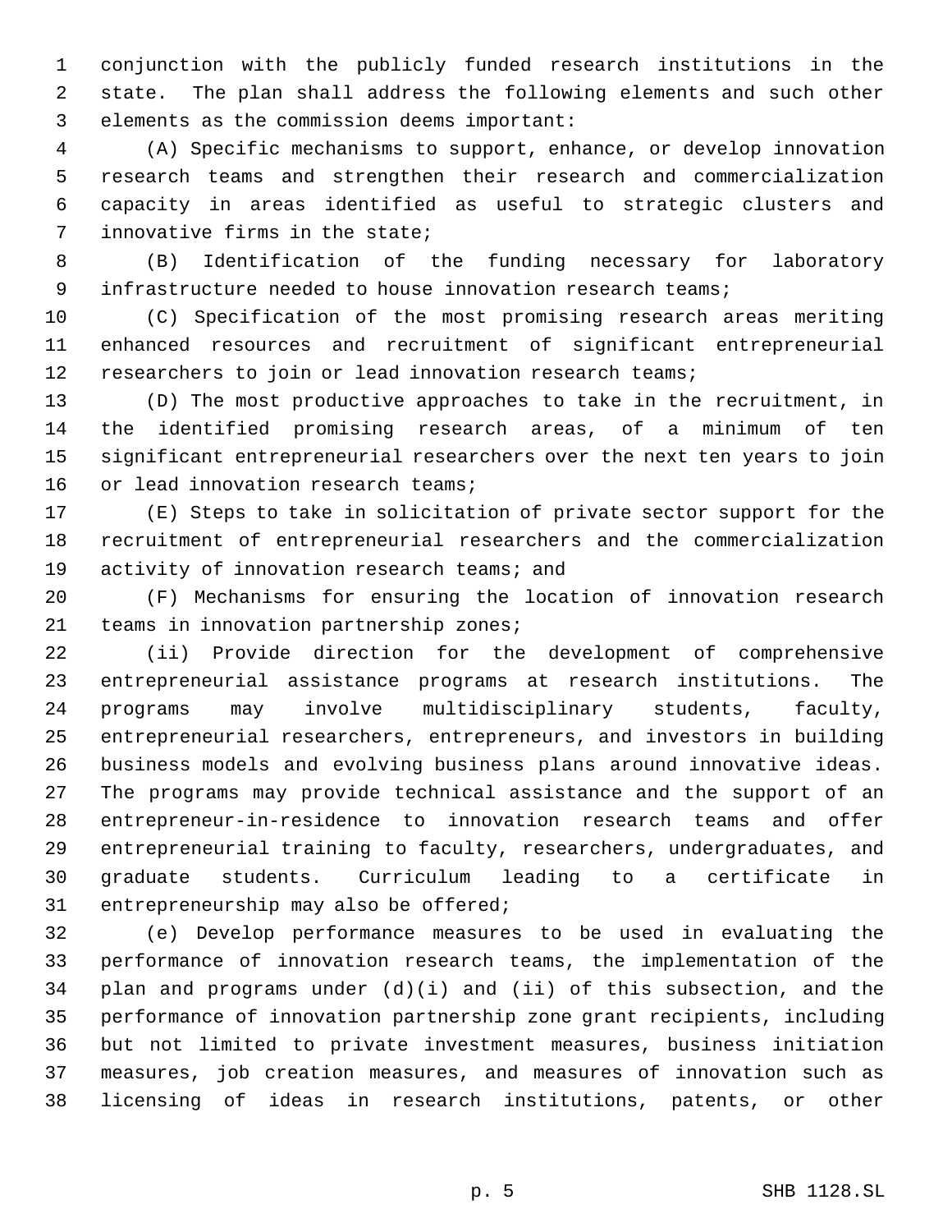conjunction with the publicly funded research institutions in the state. The plan shall address the following elements and such other elements as the commission deems important:

(A) Specific mechanisms to support, enhance, or develop innovation research teams and strengthen their research and commercialization capacity in areas identified as useful to strategic clusters and innovative firms in the state;

(B) Identification of the funding necessary for laboratory infrastructure needed to house innovation research teams;

(C) Specification of the most promising research areas meriting enhanced resources and recruitment of significant entrepreneurial researchers to join or lead innovation research teams;

(D) The most productive approaches to take in the recruitment, in the identified promising research areas, of a minimum of ten significant entrepreneurial researchers over the next ten years to join or lead innovation research teams;

(E) Steps to take in solicitation of private sector support for the recruitment of entrepreneurial researchers and the commercialization activity of innovation research teams; and

(F) Mechanisms for ensuring the location of innovation research teams in innovation partnership zones;

(ii) Provide direction for the development of comprehensive entrepreneurial assistance programs at research institutions. The programs may involve multidisciplinary students, faculty, entrepreneurial researchers, entrepreneurs, and investors in building business models and evolving business plans around innovative ideas. The programs may provide technical assistance and the support of an entrepreneur-in-residence to innovation research teams and offer entrepreneurial training to faculty, researchers, undergraduates, and graduate students. Curriculum leading to a certificate in entrepreneurship may also be offered;

(e) Develop performance measures to be used in evaluating the performance of innovation research teams, the implementation of the plan and programs under (d)(i) and (ii) of this subsection, and the performance of innovation partnership zone grant recipients, including but not limited to private investment measures, business initiation measures, job creation measures, and measures of innovation such as licensing of ideas in research institutions, patents, or other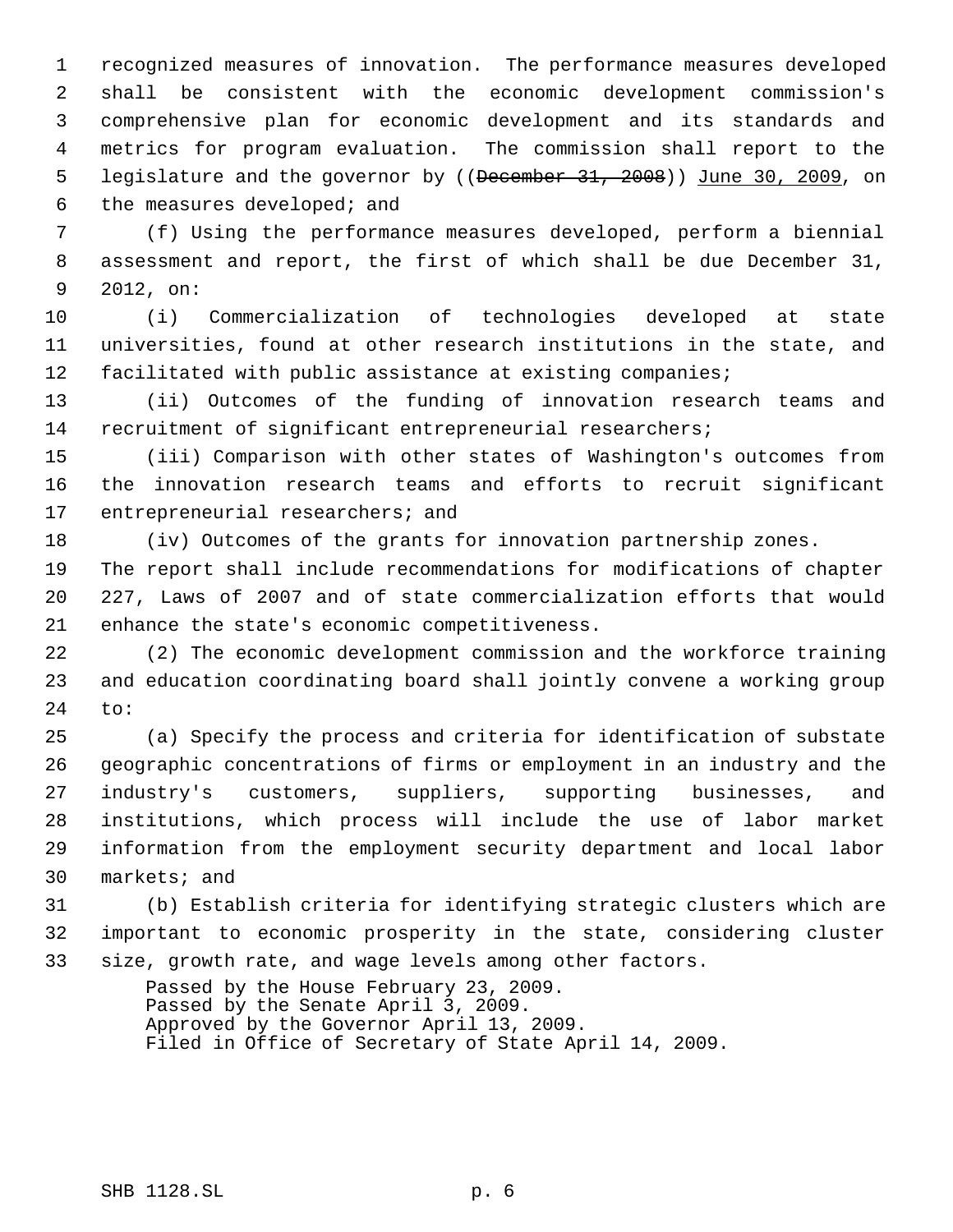recognized measures of innovation. The performance measures developed shall be consistent with the economic development commission's comprehensive plan for economic development and its standards and metrics for program evaluation. The commission shall report to the legislature and the governor by ((~~December 31, 2008~~)) June 30, 2009, on the measures developed; and

(f) Using the performance measures developed, perform a biennial assessment and report, the first of which shall be due December 31, 2012, on:

(i) Commercialization of technologies developed at state universities, found at other research institutions in the state, and facilitated with public assistance at existing companies;

(ii) Outcomes of the funding of innovation research teams and recruitment of significant entrepreneurial researchers;

(iii) Comparison with other states of Washington's outcomes from the innovation research teams and efforts to recruit significant entrepreneurial researchers; and

(iv) Outcomes of the grants for innovation partnership zones.

The report shall include recommendations for modifications of chapter 227, Laws of 2007 and of state commercialization efforts that would enhance the state's economic competitiveness.

(2) The economic development commission and the workforce training and education coordinating board shall jointly convene a working group to:

(a) Specify the process and criteria for identification of substate geographic concentrations of firms or employment in an industry and the industry's customers, suppliers, supporting businesses, and institutions, which process will include the use of labor market information from the employment security department and local labor markets; and

(b) Establish criteria for identifying strategic clusters which are important to economic prosperity in the state, considering cluster size, growth rate, and wage levels among other factors.

Passed by the House February 23, 2009.
Passed by the Senate April 3, 2009.
Approved by the Governor April 13, 2009.
Filed in Office of Secretary of State April 14, 2009.